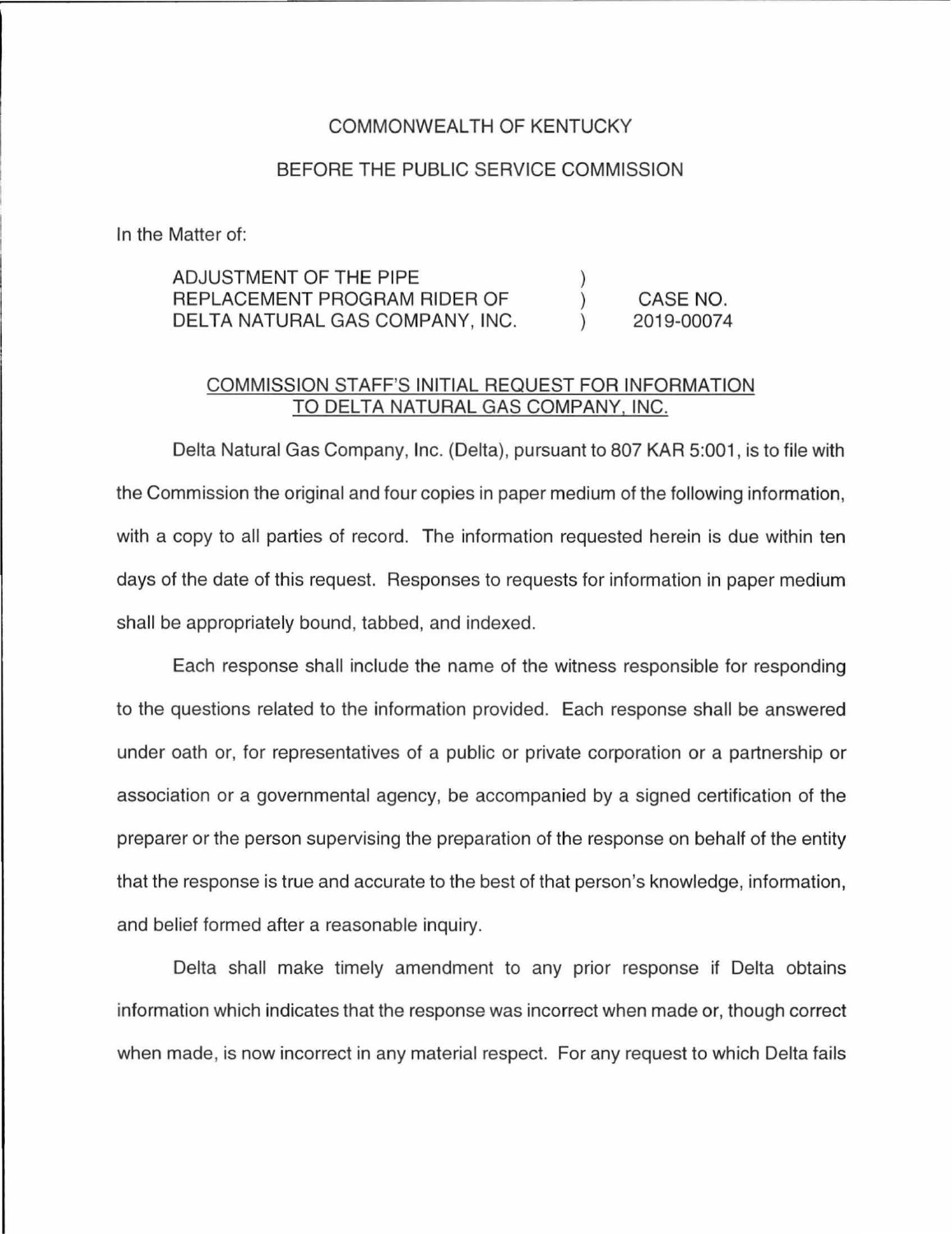COMMONWEALTH OF KENTUCKY

BEFORE THE PUBLIC SERVICE COMMISSION

In the Matter of:

| | | |
|---|---|---|
| ADJUSTMENT OF THE PIPE REPLACEMENT PROGRAM RIDER OF DELTA NATURAL GAS COMPANY, INC. | ) ) ) | CASE NO. 2019-00074 |

COMMISSION STAFF'S INITIAL REQUEST FOR INFORMATION TO DELTA NATURAL GAS COMPANY, INC.

Delta Natural Gas Company, Inc. (Delta), pursuant to 807 KAR 5:001, is to file with the Commission the original and four copies in paper medium of the following information, with a copy to all parties of record. The information requested herein is due within ten days of the date of this request. Responses to requests for information in paper medium shall be appropriately bound, tabbed, and indexed.

Each response shall include the name of the witness responsible for responding to the questions related to the information provided. Each response shall be answered under oath or, for representatives of a public or private corporation or a partnership or association or a governmental agency, be accompanied by a signed certification of the preparer or the person supervising the preparation of the response on behalf of the entity that the response is true and accurate to the best of that person's knowledge, information, and belief formed after a reasonable inquiry.

Delta shall make timely amendment to any prior response if Delta obtains information which indicates that the response was incorrect when made or, though correct when made, is now incorrect in any material respect. For any request to which Delta fails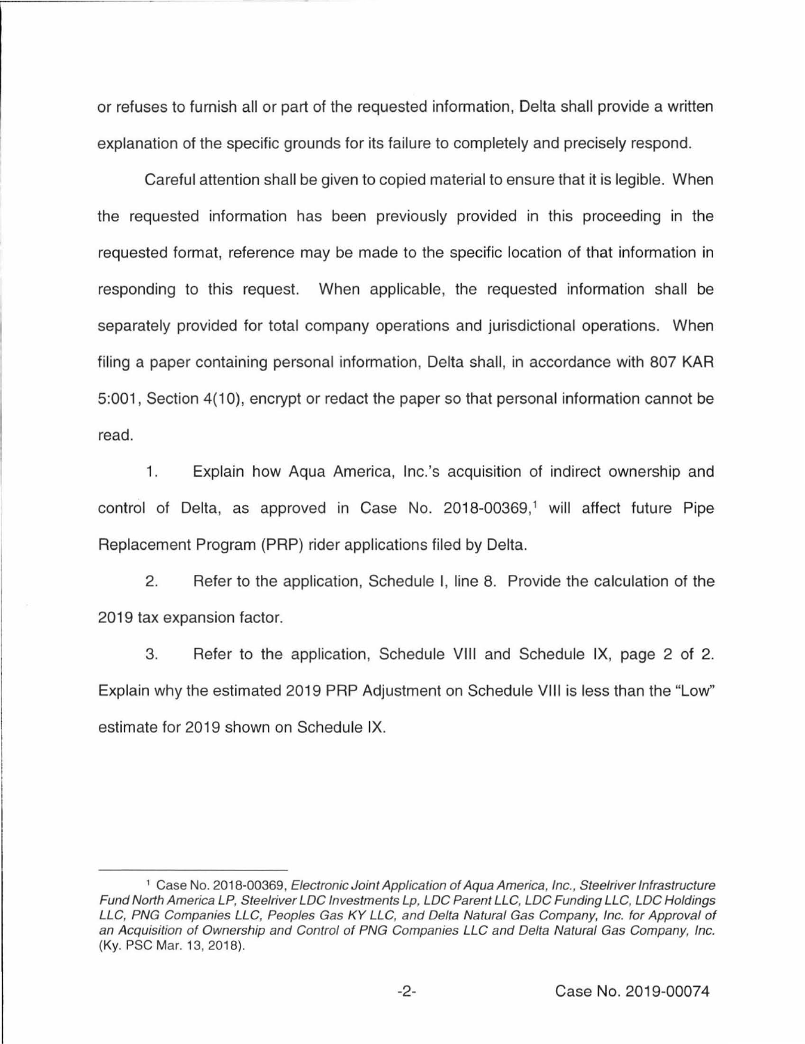or refuses to furnish all or part of the requested information, Delta shall provide a written explanation of the specific grounds for its failure to completely and precisely respond.

Careful attention shall be given to copied material to ensure that it is legible. When the requested information has been previously provided in this proceeding in the requested format, reference may be made to the specific location of that information in responding to this request. When applicable, the requested information shall be separately provided for total company operations and jurisdictional operations. When filing a paper containing personal information, Delta shall, in accordance with 807 KAR 5:001, Section 4(10), encrypt or redact the paper so that personal information cannot be read.

1. Explain how Aqua America, Inc.'s acquisition of indirect ownership and control of Delta, as approved in Case No. 2018-00369,[1] will affect future Pipe Replacement Program (PRP) rider applications filed by Delta.

2. Refer to the application, Schedule I, line 8. Provide the calculation of the 2019 tax expansion factor.

3. Refer to the application, Schedule VIII and Schedule IX, page 2 of 2. Explain why the estimated 2019 PRP Adjustment on Schedule VIII is less than the "Low" estimate for 2019 shown on Schedule IX.

---

[1] Case No. 2018-00369, *Electronic Joint Application of Aqua America, Inc., Steelriver Infrastructure Fund North America LP, Steelriver LDC Investments Lp, LDC Parent LLC, LDC Funding LLC, LDC Holdings LLC, PNG Companies LLC, Peoples Gas KY LLC, and Delta Natural Gas Company, Inc. for Approval of an Acquisition of Ownership and Control of PNG Companies LLC and Delta Natural Gas Company, Inc.* (Ky. PSC Mar. 13, 2018).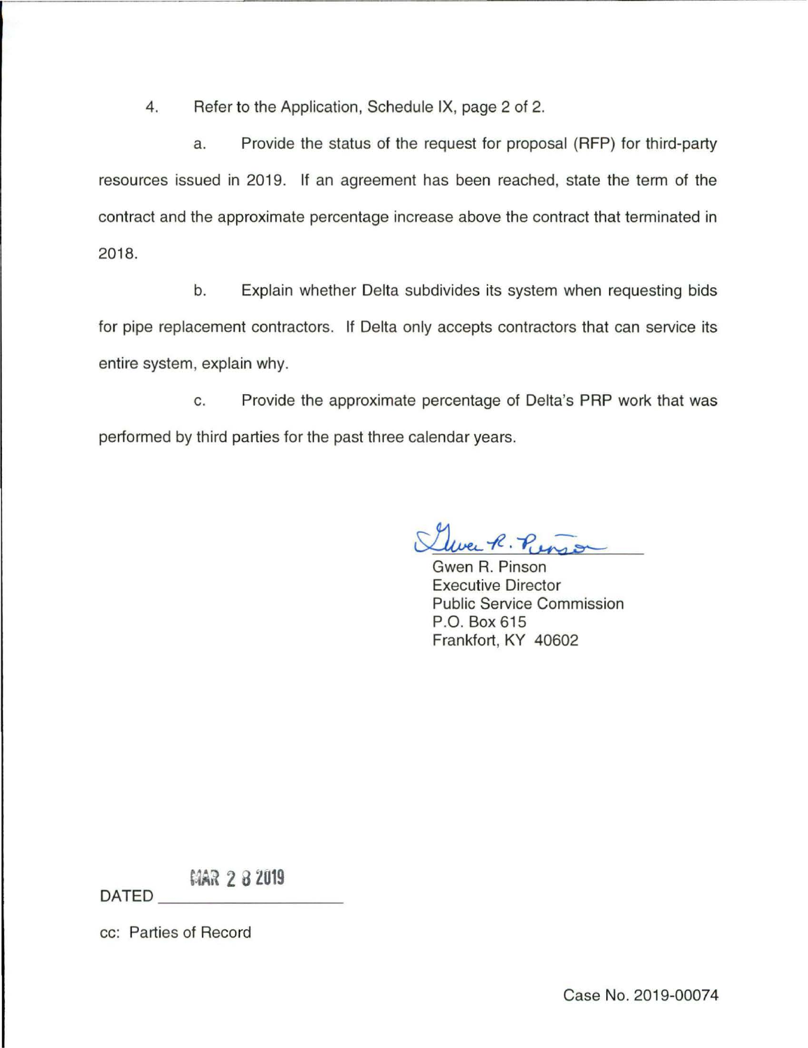4. Refer to the Application, Schedule IX, page 2 of 2.

   a. Provide the status of the request for proposal (RFP) for third-party resources issued in 2019. If an agreement has been reached, state the term of the contract and the approximate percentage increase above the contract that terminated in 2018.

   b. Explain whether Delta subdivides its system when requesting bids for pipe replacement contractors. If Delta only accepts contractors that can service its entire system, explain why.

   c. Provide the approximate percentage of Delta's PRP work that was performed by third parties for the past three calendar years.

Gwen R. Pinson  
Executive Director  
Public Service Commission  
P.O. Box 615  
Frankfort, KY 40602

DATED MAR 28 2019

cc: Parties of Record

Case No. 2019-00074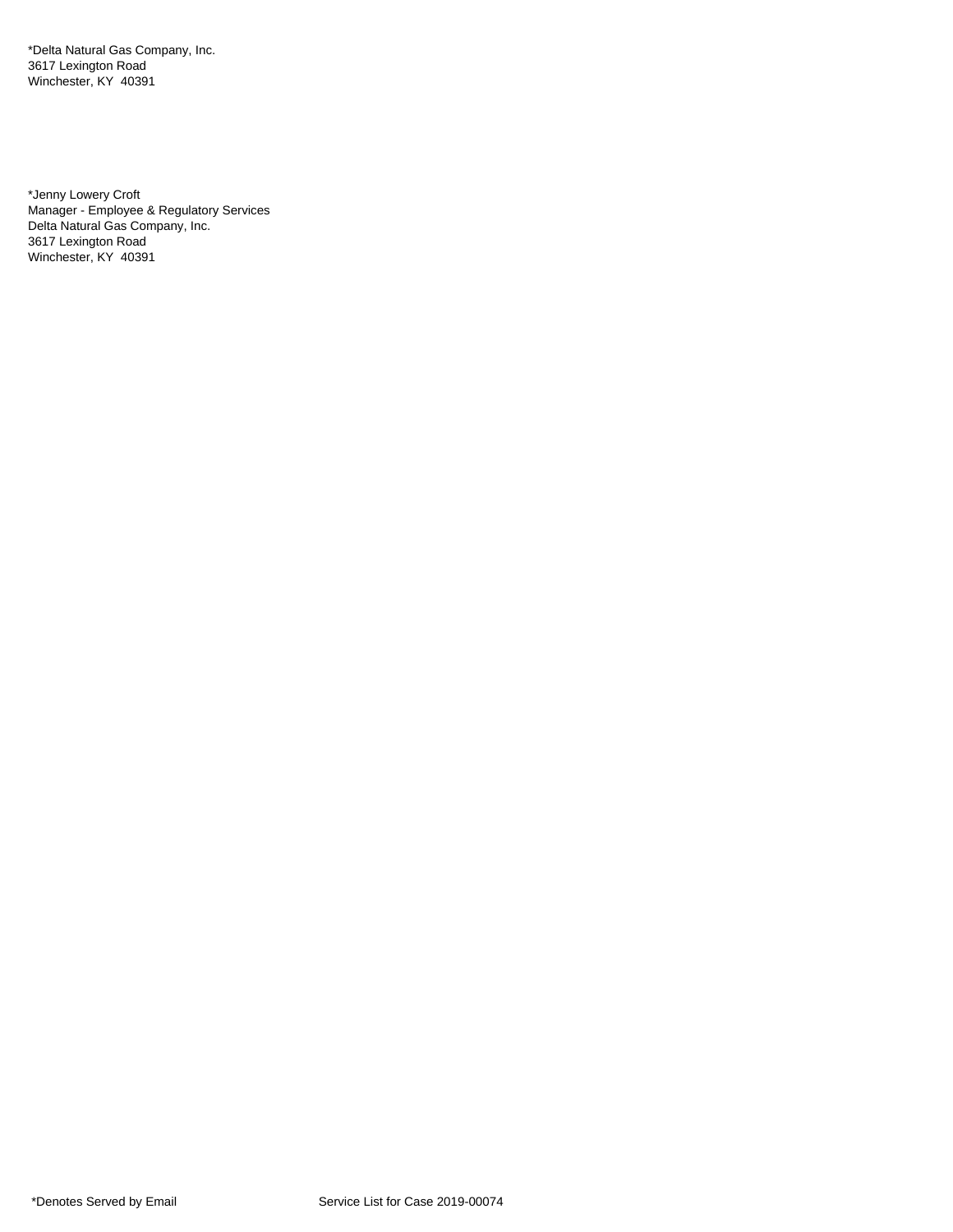*Delta Natural Gas Company, Inc.
3617 Lexington Road
Winchester, KY  40391

*Jenny Lowery Croft
Manager - Employee & Regulatory Services
Delta Natural Gas Company, Inc.
3617 Lexington Road
Winchester, KY  40391